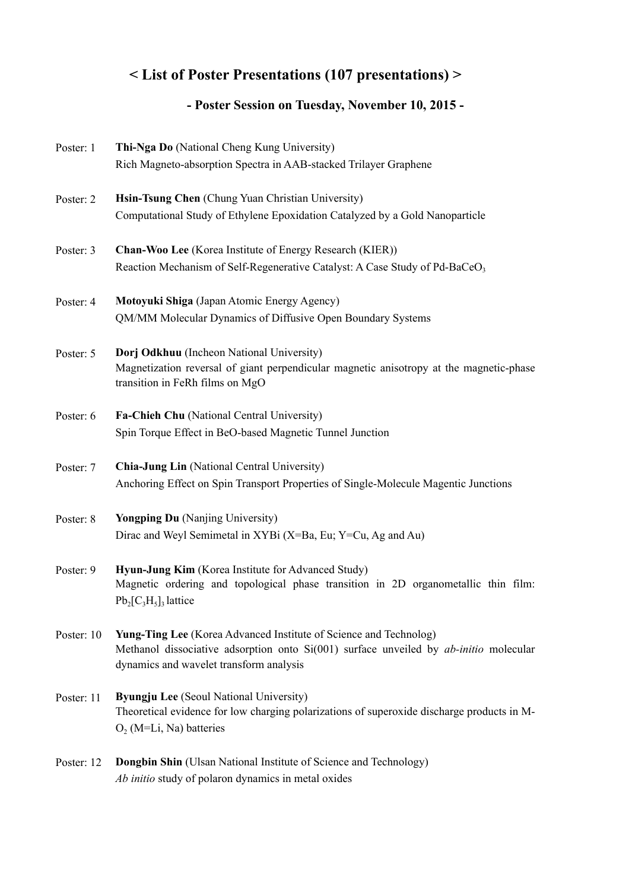# < List of Poster Presentations (107 presentations) >

## - Poster Session on Tuesday, November 10, 2015 -

Poster: 1 **Thi-Nga Do** (National Cheng Kung University)
Rich Magneto-absorption Spectra in AAB-stacked Trilayer Graphene

Poster: 2 **Hsin-Tsung Chen** (Chung Yuan Christian University)
Computational Study of Ethylene Epoxidation Catalyzed by a Gold Nanoparticle

Poster: 3 **Chan-Woo Lee** (Korea Institute of Energy Research (KIER))
Reaction Mechanism of Self-Regenerative Catalyst: A Case Study of Pd-$BaCeO_3$

Poster: 4 **Motoyuki Shiga** (Japan Atomic Energy Agency)
QM/MM Molecular Dynamics of Diffusive Open Boundary Systems

Poster: 5 **Dorj Odkhuu** (Incheon National University)
Magnetization reversal of giant perpendicular magnetic anisotropy at the magnetic-phase transition in FeRh films on MgO

Poster: 6 **Fa-Chieh Chu** (National Central University)
Spin Torque Effect in BeO-based Magnetic Tunnel Junction

Poster: 7 **Chia-Jung Lin** (National Central University)
Anchoring Effect on Spin Transport Properties of Single-Molecule Magentic Junctions

Poster: 8 **Yongping Du** (Nanjing University)
Dirac and Weyl Semimetal in XYBi (X=Ba, Eu; Y=Cu, Ag and Au)

Poster: 9 **Hyun-Jung Kim** (Korea Institute for Advanced Study)
Magnetic ordering and topological phase transition in 2D organometallic thin film: $Pb_2[C_3H_5]_3$ lattice

Poster: 10 **Yung-Ting Lee** (Korea Advanced Institute of Science and Technolog)
Methanol dissociative adsorption onto Si(001) surface unveiled by *ab-initio* molecular dynamics and wavelet transform analysis

Poster: 11 **Byungju Lee** (Seoul National University)
Theoretical evidence for low charging polarizations of superoxide discharge products in M-$O_2$ (M=Li, Na) batteries

Poster: 12 **Dongbin Shin** (Ulsan National Institute of Science and Technology)
*Ab initio* study of polaron dynamics in metal oxides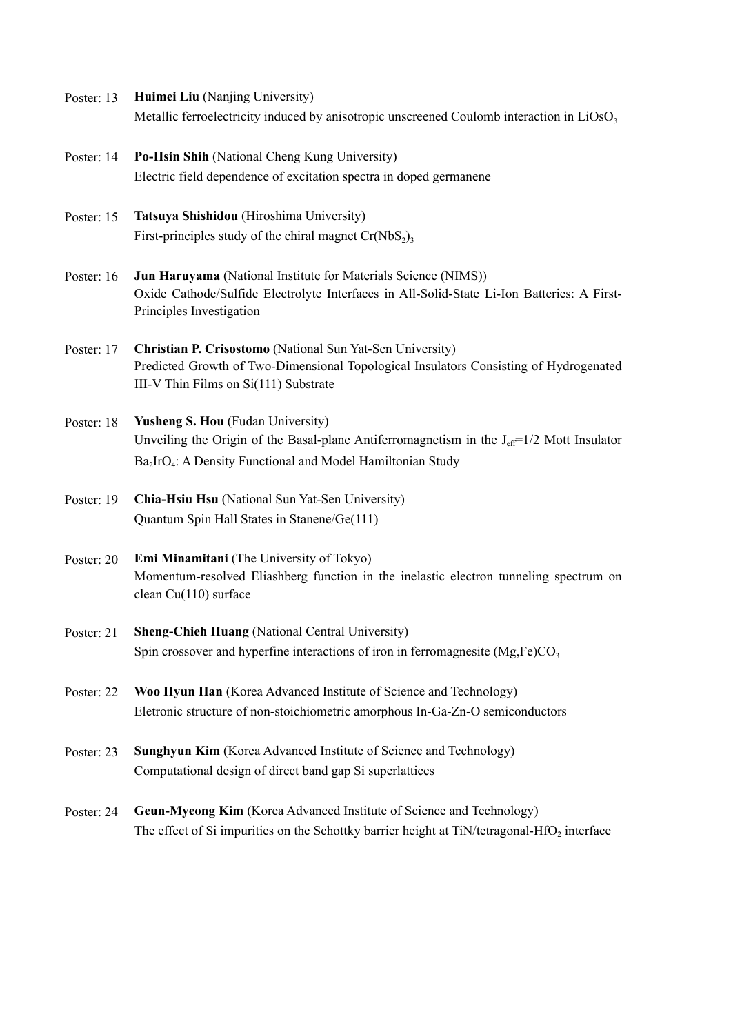Poster: 13 **Huimei Liu** (Nanjing University)
Metallic ferroelectricity induced by anisotropic unscreened Coulomb interaction in $LiOsO_3$

Poster: 14 **Po-Hsin Shih** (National Cheng Kung University)
Electric field dependence of excitation spectra in doped germanene

Poster: 15 **Tatsuya Shishidou** (Hiroshima University)
First-principles study of the chiral magnet $Cr(NbS_2)_3$

Poster: 16 **Jun Haruyama** (National Institute for Materials Science (NIMS))
Oxide Cathode/Sulfide Electrolyte Interfaces in All-Solid-State Li-Ion Batteries: A First-Principles Investigation

Poster: 17 **Christian P. Crisostomo** (National Sun Yat-Sen University)
Predicted Growth of Two-Dimensional Topological Insulators Consisting of Hydrogenated III-V Thin Films on Si(111) Substrate

Poster: 18 **Yusheng S. Hou** (Fudan University)
Unveiling the Origin of the Basal-plane Antiferromagnetism in the $J_{eff}$=1/2 Mott Insulator $Ba_2IrO_4$: A Density Functional and Model Hamiltonian Study

Poster: 19 **Chia-Hsiu Hsu** (National Sun Yat-Sen University)
Quantum Spin Hall States in Stanene/Ge(111)

Poster: 20 **Emi Minamitani** (The University of Tokyo)
Momentum-resolved Eliashberg function in the inelastic electron tunneling spectrum on clean Cu(110) surface

Poster: 21 **Sheng-Chieh Huang** (National Central University)
Spin crossover and hyperfine interactions of iron in ferromagnesite $(Mg,Fe)CO_3$

Poster: 22 **Woo Hyun Han** (Korea Advanced Institute of Science and Technology)
Eletronic structure of non-stoichiometric amorphous In-Ga-Zn-O semiconductors

Poster: 23 **Sunghyun Kim** (Korea Advanced Institute of Science and Technology)
Computational design of direct band gap Si superlattices

Poster: 24 **Geun-Myeong Kim** (Korea Advanced Institute of Science and Technology)
The effect of Si impurities on the Schottky barrier height at TiN/tetragonal-$HfO_2$ interface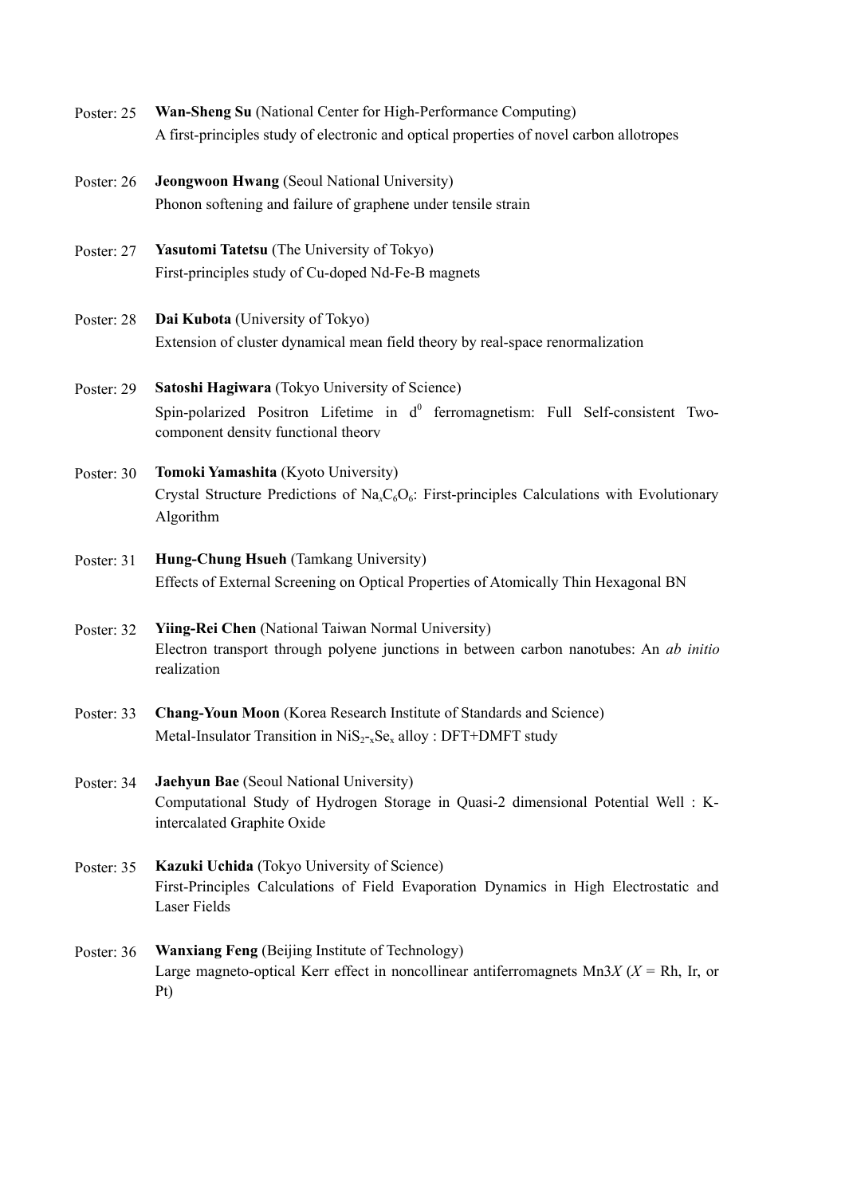Poster: 25 **Wan-Sheng Su** (National Center for High-Performance Computing)
A first-principles study of electronic and optical properties of novel carbon allotropes

Poster: 26 **Jeongwoon Hwang** (Seoul National University)
Phonon softening and failure of graphene under tensile strain

Poster: 27 **Yasutomi Tatetsu** (The University of Tokyo)
First-principles study of Cu-doped Nd-Fe-B magnets

Poster: 28 **Dai Kubota** (University of Tokyo)
Extension of cluster dynamical mean field theory by real-space renormalization

Poster: 29 **Satoshi Hagiwara** (Tokyo University of Science)
Spin-polarized Positron Lifetime in $d^0$ ferromagnetism: Full Self-consistent Two-component density functional theory

Poster: 30 **Tomoki Yamashita** (Kyoto University)
Crystal Structure Predictions of $Na_xC_6O_6$: First-principles Calculations with Evolutionary Algorithm

Poster: 31 **Hung-Chung Hsueh** (Tamkang University)
Effects of External Screening on Optical Properties of Atomically Thin Hexagonal BN

Poster: 32 **Yiing-Rei Chen** (National Taiwan Normal University)
Electron transport through polyene junctions in between carbon nanotubes: An *ab initio* realization

Poster: 33 **Chang-Youn Moon** (Korea Research Institute of Standards and Science)
Metal-Insulator Transition in $NiS_{2-x}Se_x$ alloy : DFT+DMFT study

Poster: 34 **Jaehyun Bae** (Seoul National University)
Computational Study of Hydrogen Storage in Quasi-2 dimensional Potential Well : K-intercalated Graphite Oxide

Poster: 35 **Kazuki Uchida** (Tokyo University of Science)
First-Principles Calculations of Field Evaporation Dynamics in High Electrostatic and Laser Fields

Poster: 36 **Wanxiang Feng** (Beijing Institute of Technology)
Large magneto-optical Kerr effect in noncollinear antiferromagnets $Mn_3X$ ($X$ = Rh, Ir, or Pt)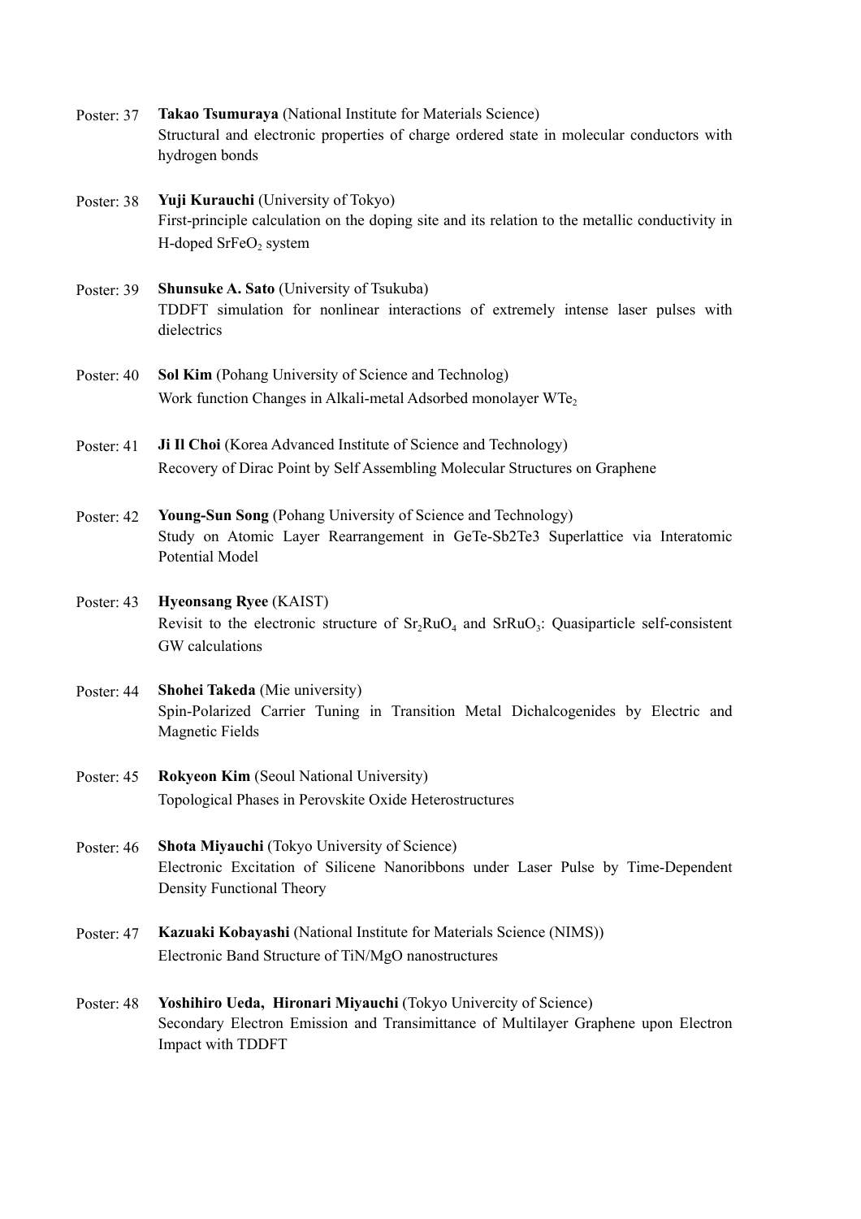Poster: 37 **Takao Tsumuraya** (National Institute for Materials Science)
Structural and electronic properties of charge ordered state in molecular conductors with hydrogen bonds

Poster: 38 **Yuji Kurauchi** (University of Tokyo)
First-principle calculation on the doping site and its relation to the metallic conductivity in H-doped $SrFeO_2$ system

Poster: 39 **Shunsuke A. Sato** (University of Tsukuba)
TDDFT simulation for nonlinear interactions of extremely intense laser pulses with dielectrics

Poster: 40 **Sol Kim** (Pohang University of Science and Technolog)
Work function Changes in Alkali-metal Adsorbed monolayer $WTe_2$

Poster: 41 **Ji Il Choi** (Korea Advanced Institute of Science and Technology)
Recovery of Dirac Point by Self Assembling Molecular Structures on Graphene

Poster: 42 **Young-Sun Song** (Pohang University of Science and Technology)
Study on Atomic Layer Rearrangement in GeTe-Sb2Te3 Superlattice via Interatomic Potential Model

Poster: 43 **Hyeonsang Ryee** (KAIST)
Revisit to the electronic structure of $Sr_2RuO_4$ and $SrRuO_3$: Quasiparticle self-consistent GW calculations

Poster: 44 **Shohei Takeda** (Mie university)
Spin-Polarized Carrier Tuning in Transition Metal Dichalcogenides by Electric and Magnetic Fields

Poster: 45 **Rokyeon Kim** (Seoul National University)
Topological Phases in Perovskite Oxide Heterostructures

Poster: 46 **Shota Miyauchi** (Tokyo University of Science)
Electronic Excitation of Silicene Nanoribbons under Laser Pulse by Time-Dependent Density Functional Theory

Poster: 47 **Kazuaki Kobayashi** (National Institute for Materials Science (NIMS))
Electronic Band Structure of TiN/MgO nanostructures

Poster: 48 **Yoshihiro Ueda, Hironari Miyauchi** (Tokyo Univercity of Science)
Secondary Electron Emission and Transimittance of Multilayer Graphene upon Electron Impact with TDDFT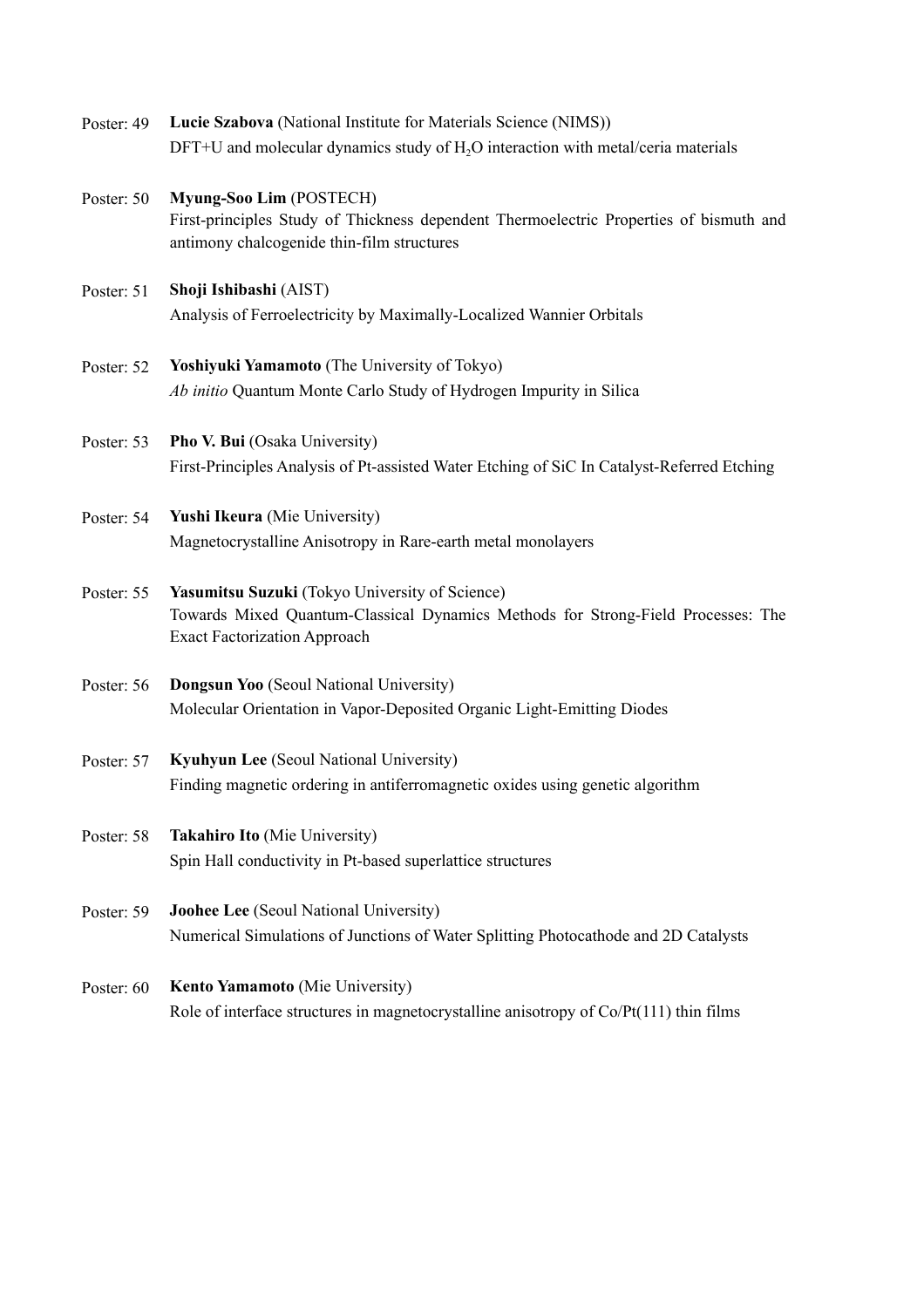Poster: 49 **Lucie Szabova** (National Institute for Materials Science (NIMS))
DFT+U and molecular dynamics study of $H_2O$ interaction with metal/ceria materials

Poster: 50 **Myung-Soo Lim** (POSTECH)
First-principles Study of Thickness dependent Thermoelectric Properties of bismuth and antimony chalcogenide thin-film structures

Poster: 51 **Shoji Ishibashi** (AIST)
Analysis of Ferroelectricity by Maximally-Localized Wannier Orbitals

Poster: 52 **Yoshiyuki Yamamoto** (The University of Tokyo)
*Ab initio* Quantum Monte Carlo Study of Hydrogen Impurity in Silica

Poster: 53 **Pho V. Bui** (Osaka University)
First-Principles Analysis of Pt-assisted Water Etching of SiC In Catalyst-Referred Etching

Poster: 54 **Yushi Ikeura** (Mie University)
Magnetocrystalline Anisotropy in Rare-earth metal monolayers

Poster: 55 **Yasumitsu Suzuki** (Tokyo University of Science)
Towards Mixed Quantum-Classical Dynamics Methods for Strong-Field Processes: The Exact Factorization Approach

Poster: 56 **Dongsun Yoo** (Seoul National University)
Molecular Orientation in Vapor-Deposited Organic Light-Emitting Diodes

Poster: 57 **Kyuhyun Lee** (Seoul National University)
Finding magnetic ordering in antiferromagnetic oxides using genetic algorithm

Poster: 58 **Takahiro Ito** (Mie University)
Spin Hall conductivity in Pt-based superlattice structures

Poster: 59 **Joohee Lee** (Seoul National University)
Numerical Simulations of Junctions of Water Splitting Photocathode and 2D Catalysts

Poster: 60 **Kento Yamamoto** (Mie University)
Role of interface structures in magnetocrystalline anisotropy of Co/Pt(111) thin films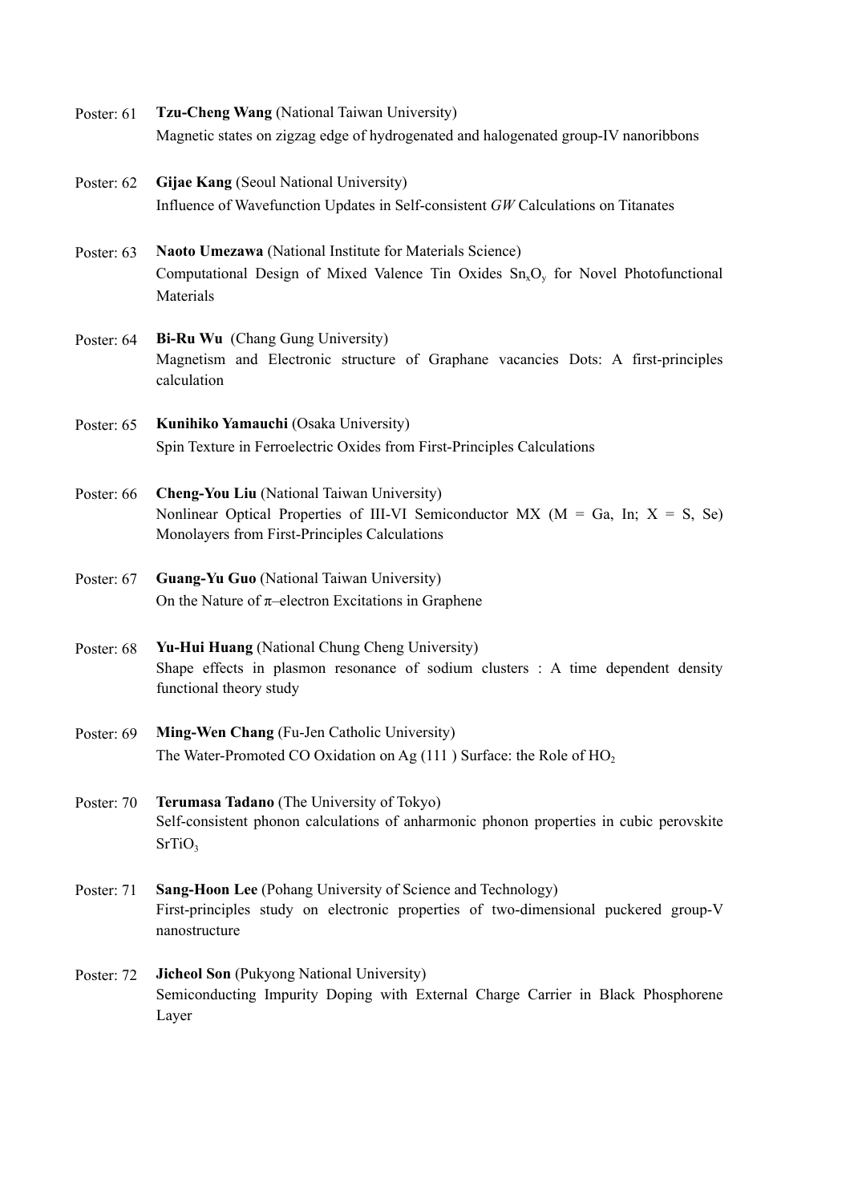Poster: 61 **Tzu-Cheng Wang** (National Taiwan University)
Magnetic states on zigzag edge of hydrogenated and halogenated group-IV nanoribbons

Poster: 62 **Gijae Kang** (Seoul National University)
Influence of Wavefunction Updates in Self-consistent *GW* Calculations on Titanates

Poster: 63 **Naoto Umezawa** (National Institute for Materials Science)
Computational Design of Mixed Valence Tin Oxides $Sn_xO_y$ for Novel Photofunctional Materials

Poster: 64 **Bi-Ru Wu** (Chang Gung University)
Magnetism and Electronic structure of Graphane vacancies Dots: A first-principles calculation

Poster: 65 **Kunihiko Yamauchi** (Osaka University)
Spin Texture in Ferroelectric Oxides from First-Principles Calculations

Poster: 66 **Cheng-You Liu** (National Taiwan University)
Nonlinear Optical Properties of III-VI Semiconductor MX (M = Ga, In; X = S, Se) Monolayers from First-Principles Calculations

Poster: 67 **Guang-Yu Guo** (National Taiwan University)
On the Nature of $\pi$–electron Excitations in Graphene

Poster: 68 **Yu-Hui Huang** (National Chung Cheng University)
Shape effects in plasmon resonance of sodium clusters : A time dependent density functional theory study

Poster: 69 **Ming-Wen Chang** (Fu-Jen Catholic University)
The Water-Promoted CO Oxidation on Ag (111 ) Surface: the Role of $HO_2$

Poster: 70 **Terumasa Tadano** (The University of Tokyo)
Self-consistent phonon calculations of anharmonic phonon properties in cubic perovskite $SrTiO_3$

Poster: 71 **Sang-Hoon Lee** (Pohang University of Science and Technology)
First-principles study on electronic properties of two-dimensional puckered group-V nanostructure

Poster: 72 **Jicheol Son** (Pukyong National University)
Semiconducting Impurity Doping with External Charge Carrier in Black Phosphorene Layer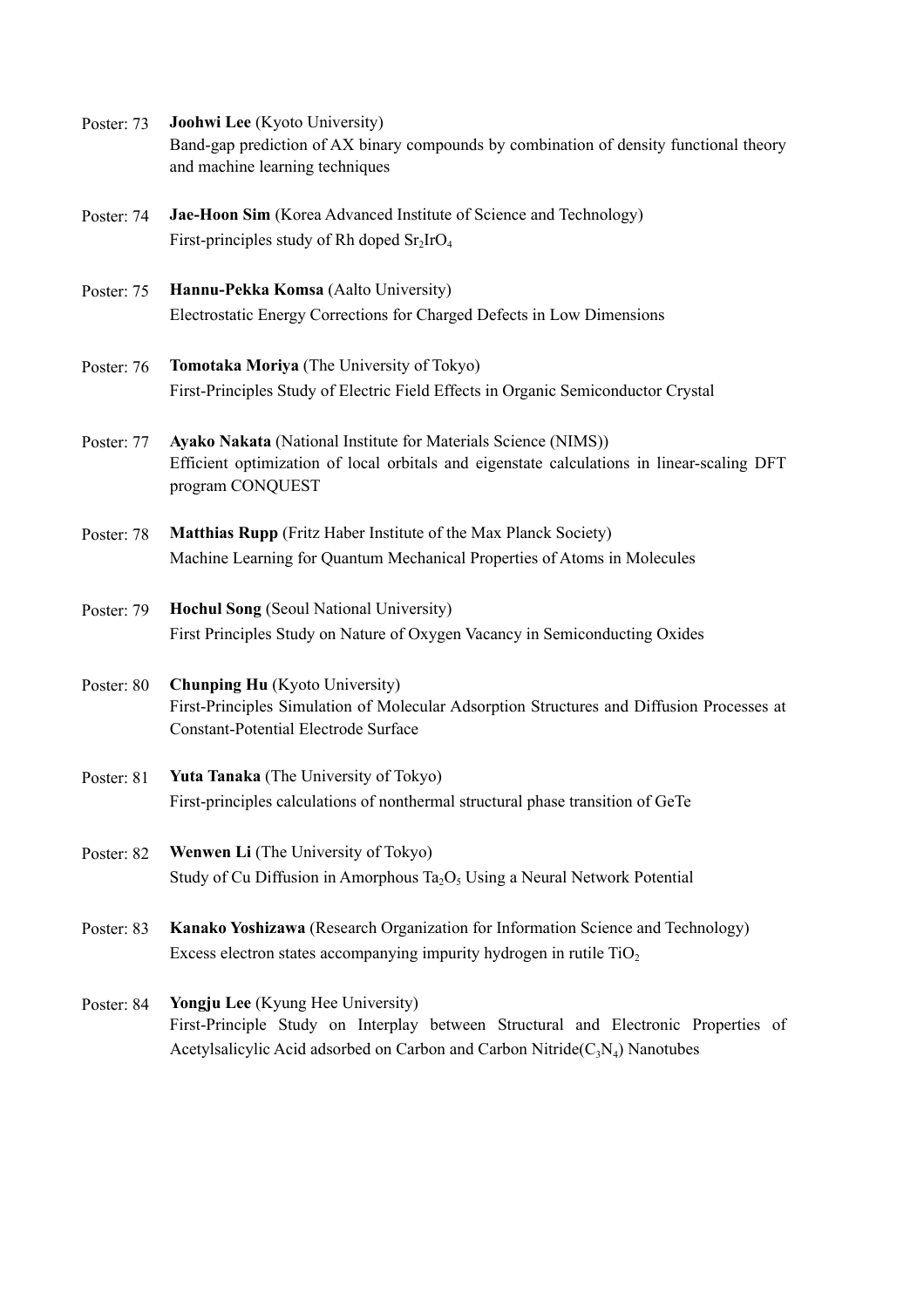Poster: 73 **Joohwi Lee** (Kyoto University)
Band-gap prediction of AX binary compounds by combination of density functional theory and machine learning techniques

Poster: 74 **Jae-Hoon Sim** (Korea Advanced Institute of Science and Technology)
First-principles study of Rh doped $Sr_2IrO_4$

Poster: 75 **Hannu-Pekka Komsa** (Aalto University)
Electrostatic Energy Corrections for Charged Defects in Low Dimensions

Poster: 76 **Tomotaka Moriya** (The University of Tokyo)
First-Principles Study of Electric Field Effects in Organic Semiconductor Crystal

Poster: 77 **Ayako Nakata** (National Institute for Materials Science (NIMS))
Efficient optimization of local orbitals and eigenstate calculations in linear-scaling DFT program CONQUEST

Poster: 78 **Matthias Rupp** (Fritz Haber Institute of the Max Planck Society)
Machine Learning for Quantum Mechanical Properties of Atoms in Molecules

Poster: 79 **Hochul Song** (Seoul National University)
First Principles Study on Nature of Oxygen Vacancy in Semiconducting Oxides

Poster: 80 **Chunping Hu** (Kyoto University)
First-Principles Simulation of Molecular Adsorption Structures and Diffusion Processes at Constant-Potential Electrode Surface

Poster: 81 **Yuta Tanaka** (The University of Tokyo)
First-principles calculations of nonthermal structural phase transition of GeTe

Poster: 82 **Wenwen Li** (The University of Tokyo)
Study of Cu Diffusion in Amorphous $Ta_2O_5$ Using a Neural Network Potential

Poster: 83 **Kanako Yoshizawa** (Research Organization for Information Science and Technology)
Excess electron states accompanying impurity hydrogen in rutile $TiO_2$

Poster: 84 **Yongju Lee** (Kyung Hee University)
First-Principle Study on Interplay between Structural and Electronic Properties of Acetylsalicylic Acid adsorbed on Carbon and Carbon Nitride($C_3N_4$) Nanotubes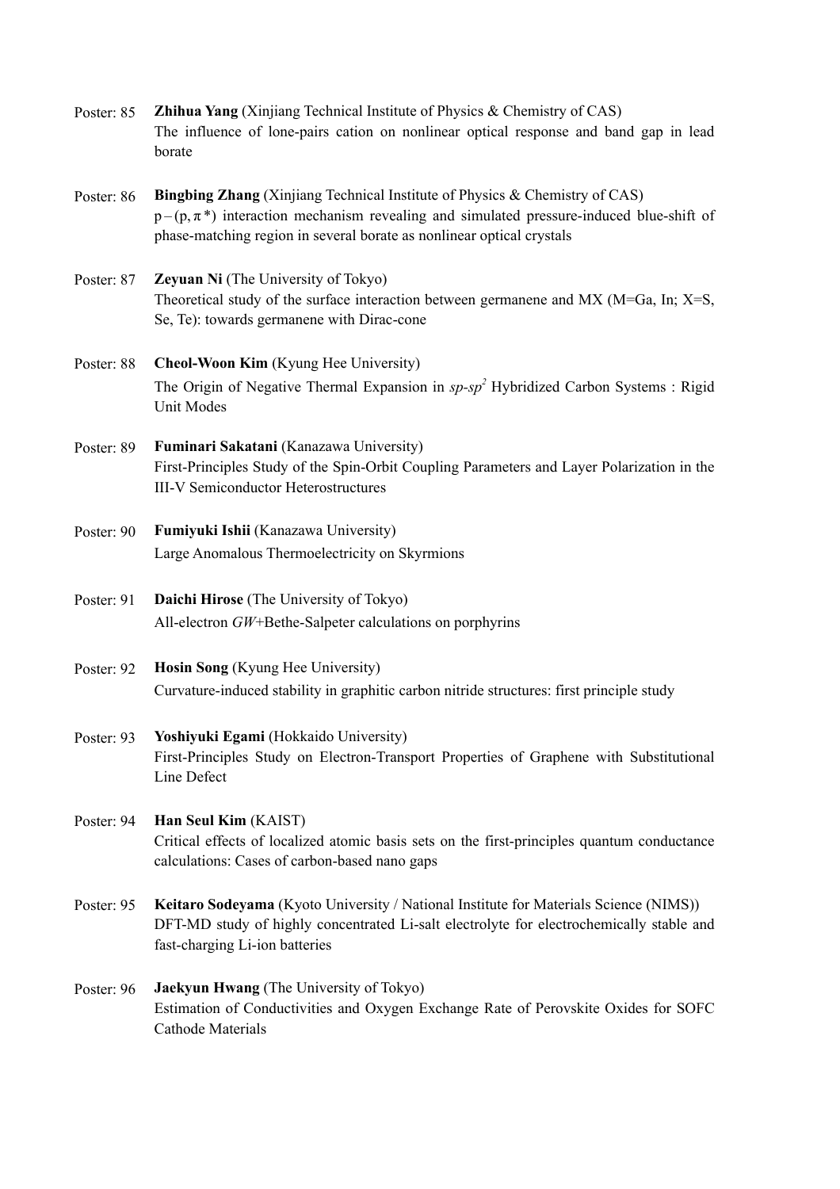Poster: 85 **Zhihua Yang** (Xinjiang Technical Institute of Physics & Chemistry of CAS)
The influence of lone-pairs cation on nonlinear optical response and band gap in lead borate

Poster: 86 **Bingbing Zhang** (Xinjiang Technical Institute of Physics & Chemistry of CAS)
$p-(p,\pi^*)$ interaction mechanism revealing and simulated pressure-induced blue-shift of phase-matching region in several borate as nonlinear optical crystals

Poster: 87 **Zeyuan Ni** (The University of Tokyo)
Theoretical study of the surface interaction between germanene and MX (M=Ga, In; X=S, Se, Te): towards germanene with Dirac-cone

Poster: 88 **Cheol-Woon Kim** (Kyung Hee University)
The Origin of Negative Thermal Expansion in *sp*-$sp^2$ Hybridized Carbon Systems : Rigid Unit Modes

Poster: 89 **Fuminari Sakatani** (Kanazawa University)
First-Principles Study of the Spin-Orbit Coupling Parameters and Layer Polarization in the III-V Semiconductor Heterostructures

Poster: 90 **Fumiyuki Ishii** (Kanazawa University)
Large Anomalous Thermoelectricity on Skyrmions

Poster: 91 **Daichi Hirose** (The University of Tokyo)
All-electron *GW*+Bethe-Salpeter calculations on porphyrins

Poster: 92 **Hosin Song** (Kyung Hee University)
Curvature-induced stability in graphitic carbon nitride structures: first principle study

Poster: 93 **Yoshiyuki Egami** (Hokkaido University)
First-Principles Study on Electron-Transport Properties of Graphene with Substitutional Line Defect

Poster: 94 **Han Seul Kim** (KAIST)
Critical effects of localized atomic basis sets on the first-principles quantum conductance calculations: Cases of carbon-based nano gaps

Poster: 95 **Keitaro Sodeyama** (Kyoto University / National Institute for Materials Science (NIMS))
DFT-MD study of highly concentrated Li-salt electrolyte for electrochemically stable and fast-charging Li-ion batteries

Poster: 96 **Jaekyun Hwang** (The University of Tokyo)
Estimation of Conductivities and Oxygen Exchange Rate of Perovskite Oxides for SOFC Cathode Materials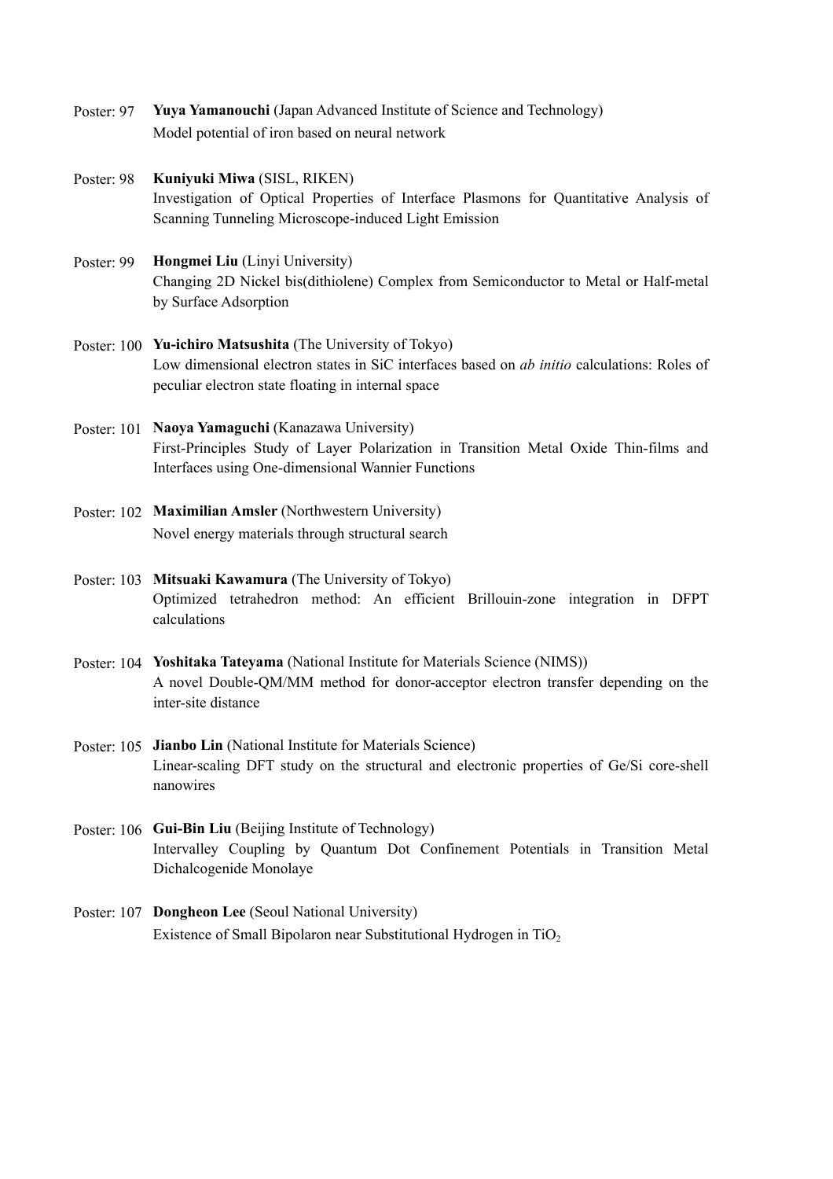Poster: 97 **Yuya Yamanouchi** (Japan Advanced Institute of Science and Technology)
Model potential of iron based on neural network

Poster: 98 **Kuniyuki Miwa** (SISL, RIKEN)
Investigation of Optical Properties of Interface Plasmons for Quantitative Analysis of Scanning Tunneling Microscope-induced Light Emission

Poster: 99 **Hongmei Liu** (Linyi University)
Changing 2D Nickel bis(dithiolene) Complex from Semiconductor to Metal or Half-metal by Surface Adsorption

Poster: 100 **Yu-ichiro Matsushita** (The University of Tokyo)
Low dimensional electron states in SiC interfaces based on *ab initio* calculations: Roles of peculiar electron state floating in internal space

Poster: 101 **Naoya Yamaguchi** (Kanazawa University)
First-Principles Study of Layer Polarization in Transition Metal Oxide Thin-films and Interfaces using One-dimensional Wannier Functions

Poster: 102 **Maximilian Amsler** (Northwestern University)
Novel energy materials through structural search

Poster: 103 **Mitsuaki Kawamura** (The University of Tokyo)
Optimized tetrahedron method: An efficient Brillouin-zone integration in DFPT calculations

Poster: 104 **Yoshitaka Tateyama** (National Institute for Materials Science (NIMS))
A novel Double-QM/MM method for donor-acceptor electron transfer depending on the inter-site distance

Poster: 105 **Jianbo Lin** (National Institute for Materials Science)
Linear-scaling DFT study on the structural and electronic properties of Ge/Si core-shell nanowires

Poster: 106 **Gui-Bin Liu** (Beijing Institute of Technology)
Intervalley Coupling by Quantum Dot Confinement Potentials in Transition Metal Dichalcogenide Monolaye

Poster: 107 **Dongheon Lee** (Seoul National University)
Existence of Small Bipolaron near Substitutional Hydrogen in $TiO_2$